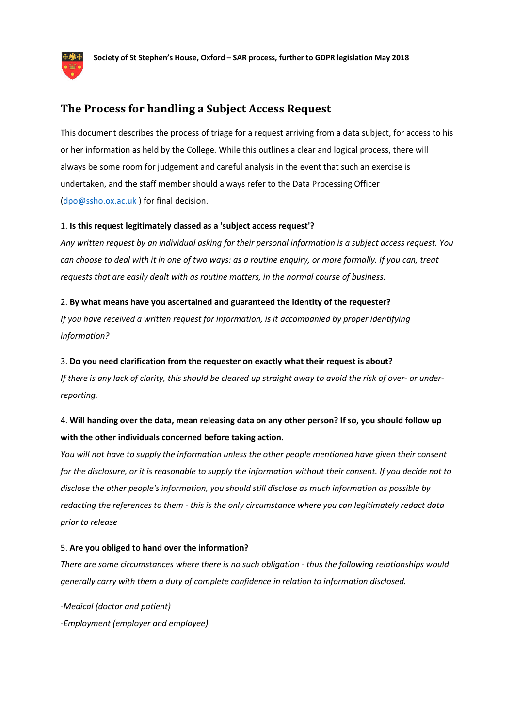**Society of St Stephen's House, Oxford – SAR process, further to GDPR legislation May 2018**

# The Process for handling a Subject Access Request

This document describes the process of triage for a request arriving from a data subject, for access to his or her information as held by the College. While this outlines a clear and logical process, there will always be some room for judgement and careful analysis in the event that such an exercise is undertaken, and the staff member should always refer to the Data Processing Officer (dpo@ssho.ox.ac.uk ) for final decision.

1. **Is this request legitimately classed as a 'subject access request'?**
*Any written request by an individual asking for their personal information is a subject access request. You can choose to deal with it in one of two ways: as a routine enquiry, or more formally. If you can, treat requests that are easily dealt with as routine matters, in the normal course of business.*

2. **By what means have you ascertained and guaranteed the identity of the requester?**
*If you have received a written request for information, is it accompanied by proper identifying information?*

3. **Do you need clarification from the requester on exactly what their request is about?**
*If there is any lack of clarity, this should be cleared up straight away to avoid the risk of over- or under-reporting.*

4. **Will handing over the data, mean releasing data on any other person? If so, you should follow up with the other individuals concerned before taking action.**
*You will not have to supply the information unless the other people mentioned have given their consent for the disclosure, or it is reasonable to supply the information without their consent. If you decide not to disclose the other people's information, you should still disclose as much information as possible by redacting the references to them - this is the only circumstance where you can legitimately redact data prior to release*

5. **Are you obliged to hand over the information?**
*There are some circumstances where there is no such obligation - thus the following relationships would generally carry with them a duty of complete confidence in relation to information disclosed.*

*-Medical (doctor and patient)*
*-Employment (employer and employee)*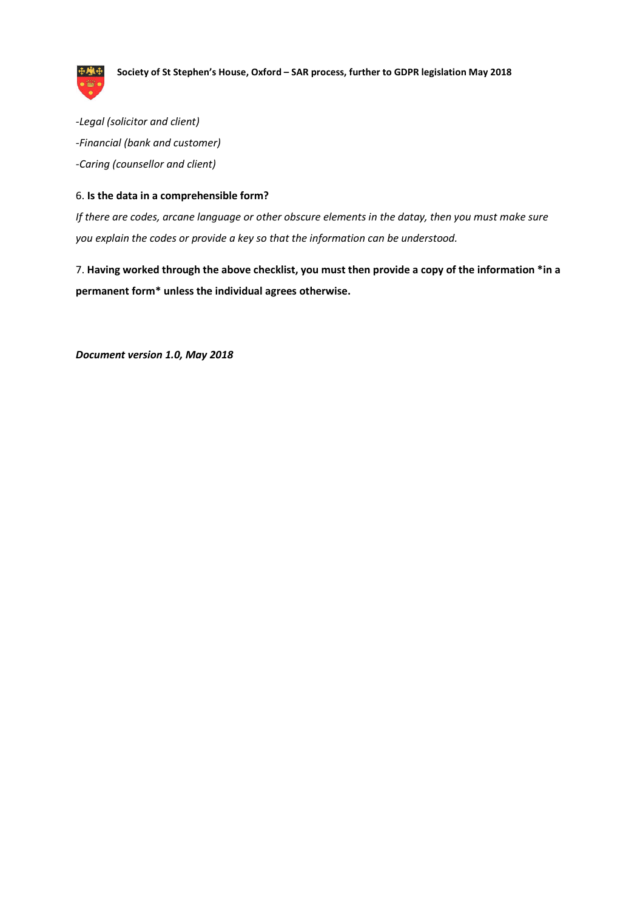*-Legal (solicitor and client)*

*-Financial (bank and customer)*

*-Caring (counsellor and client)*

6. **Is the data in a comprehensible form?**

*If there are codes, arcane language or other obscure elements in the datay, then you must make sure you explain the codes or provide a key so that the information can be understood.*

7. **Having worked through the above checklist, you must then provide a copy of the information *in a permanent form* unless the individual agrees otherwise.**

***Document version 1.0, May 2018***